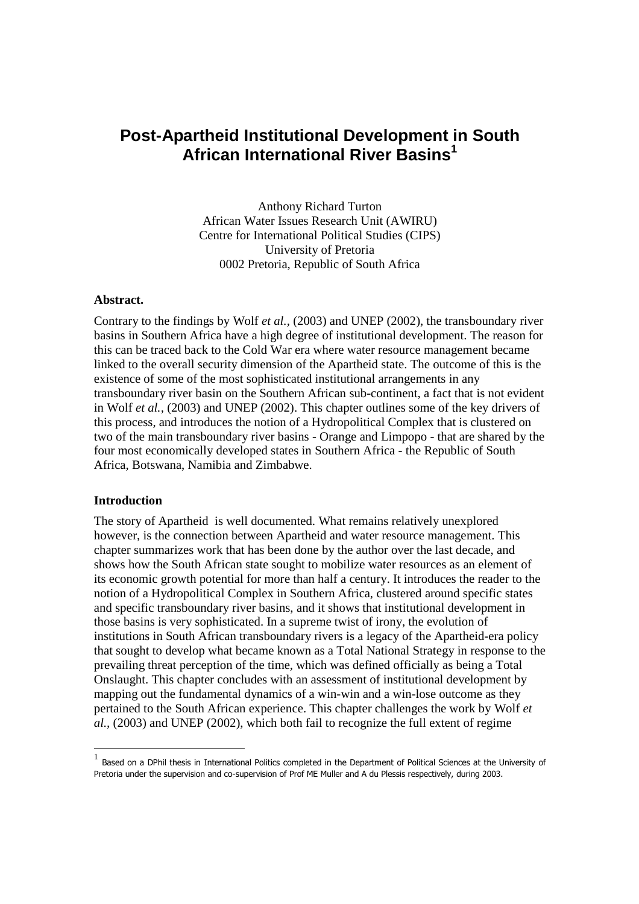# Post-Apartheid Institutional Development in South African International River Basins[1]

Anthony Richard Turton
African Water Issues Research Unit (AWIRU)
Centre for International Political Studies (CIPS)
University of Pretoria
0002 Pretoria, Republic of South Africa

**Abstract.**

Contrary to the findings by Wolf *et al.*, (2003) and UNEP (2002), the transboundary river basins in Southern Africa have a high degree of institutional development. The reason for this can be traced back to the Cold War era where water resource management became linked to the overall security dimension of the Apartheid state. The outcome of this is the existence of some of the most sophisticated institutional arrangements in any transboundary river basin on the Southern African sub-continent, a fact that is not evident in Wolf *et al.*, (2003) and UNEP (2002). This chapter outlines some of the key drivers of this process, and introduces the notion of a Hydropolitical Complex that is clustered on two of the main transboundary river basins - Orange and Limpopo - that are shared by the four most economically developed states in Southern Africa - the Republic of South Africa, Botswana, Namibia and Zimbabwe.

**Introduction**

The story of Apartheid is well documented. What remains relatively unexplored however, is the connection between Apartheid and water resource management. This chapter summarizes work that has been done by the author over the last decade, and shows how the South African state sought to mobilize water resources as an element of its economic growth potential for more than half a century. It introduces the reader to the notion of a Hydropolitical Complex in Southern Africa, clustered around specific states and specific transboundary river basins, and it shows that institutional development in those basins is very sophisticated. In a supreme twist of irony, the evolution of institutions in South African transboundary rivers is a legacy of the Apartheid-era policy that sought to develop what became known as a Total National Strategy in response to the prevailing threat perception of the time, which was defined officially as being a Total Onslaught. This chapter concludes with an assessment of institutional development by mapping out the fundamental dynamics of a win-win and a win-lose outcome as they pertained to the South African experience. This chapter challenges the work by Wolf *et al.*, (2003) and UNEP (2002), which both fail to recognize the full extent of regime

[1] Based on a DPhil thesis in International Politics completed in the Department of Political Sciences at the University of Pretoria under the supervision and co-supervision of Prof ME Muller and A du Plessis respectively, during 2003.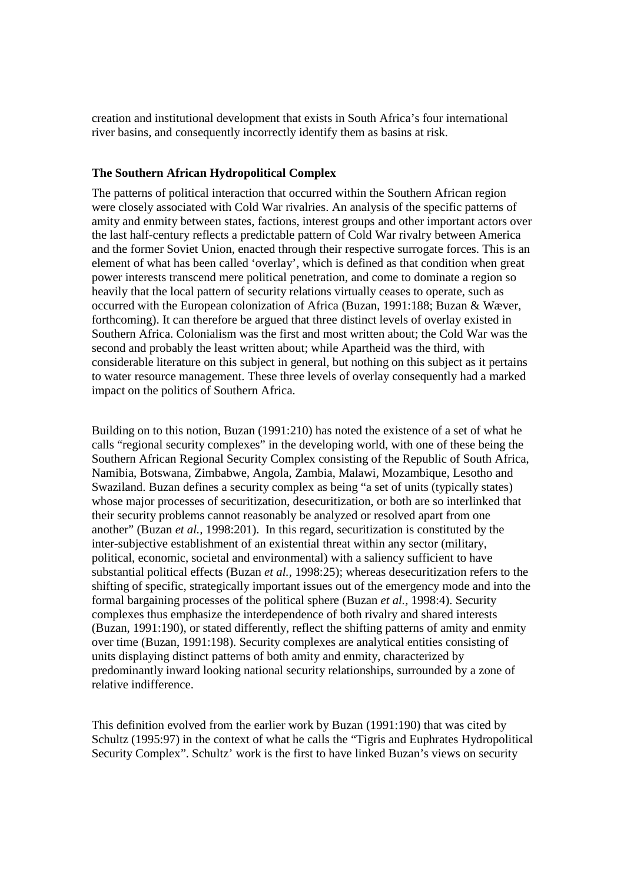creation and institutional development that exists in South Africa's four international river basins, and consequently incorrectly identify them as basins at risk.

## The Southern African Hydropolitical Complex

The patterns of political interaction that occurred within the Southern African region were closely associated with Cold War rivalries. An analysis of the specific patterns of amity and enmity between states, factions, interest groups and other important actors over the last half-century reflects a predictable pattern of Cold War rivalry between America and the former Soviet Union, enacted through their respective surrogate forces. This is an element of what has been called 'overlay', which is defined as that condition when great power interests transcend mere political penetration, and come to dominate a region so heavily that the local pattern of security relations virtually ceases to operate, such as occurred with the European colonization of Africa (Buzan, 1991:188; Buzan & Wæver, forthcoming). It can therefore be argued that three distinct levels of overlay existed in Southern Africa. Colonialism was the first and most written about; the Cold War was the second and probably the least written about; while Apartheid was the third, with considerable literature on this subject in general, but nothing on this subject as it pertains to water resource management. These three levels of overlay consequently had a marked impact on the politics of Southern Africa.

Building on to this notion, Buzan (1991:210) has noted the existence of a set of what he calls "regional security complexes" in the developing world, with one of these being the Southern African Regional Security Complex consisting of the Republic of South Africa, Namibia, Botswana, Zimbabwe, Angola, Zambia, Malawi, Mozambique, Lesotho and Swaziland. Buzan defines a security complex as being "a set of units (typically states) whose major processes of securitization, desecuritization, or both are so interlinked that their security problems cannot reasonably be analyzed or resolved apart from one another" (Buzan *et al.*, 1998:201). In this regard, securitization is constituted by the inter-subjective establishment of an existential threat within any sector (military, political, economic, societal and environmental) with a saliency sufficient to have substantial political effects (Buzan *et al.*, 1998:25); whereas desecuritization refers to the shifting of specific, strategically important issues out of the emergency mode and into the formal bargaining processes of the political sphere (Buzan *et al.*, 1998:4). Security complexes thus emphasize the interdependence of both rivalry and shared interests (Buzan, 1991:190), or stated differently, reflect the shifting patterns of amity and enmity over time (Buzan, 1991:198). Security complexes are analytical entities consisting of units displaying distinct patterns of both amity and enmity, characterized by predominantly inward looking national security relationships, surrounded by a zone of relative indifference.

This definition evolved from the earlier work by Buzan (1991:190) that was cited by Schultz (1995:97) in the context of what he calls the "Tigris and Euphrates Hydropolitical Security Complex". Schultz' work is the first to have linked Buzan's views on security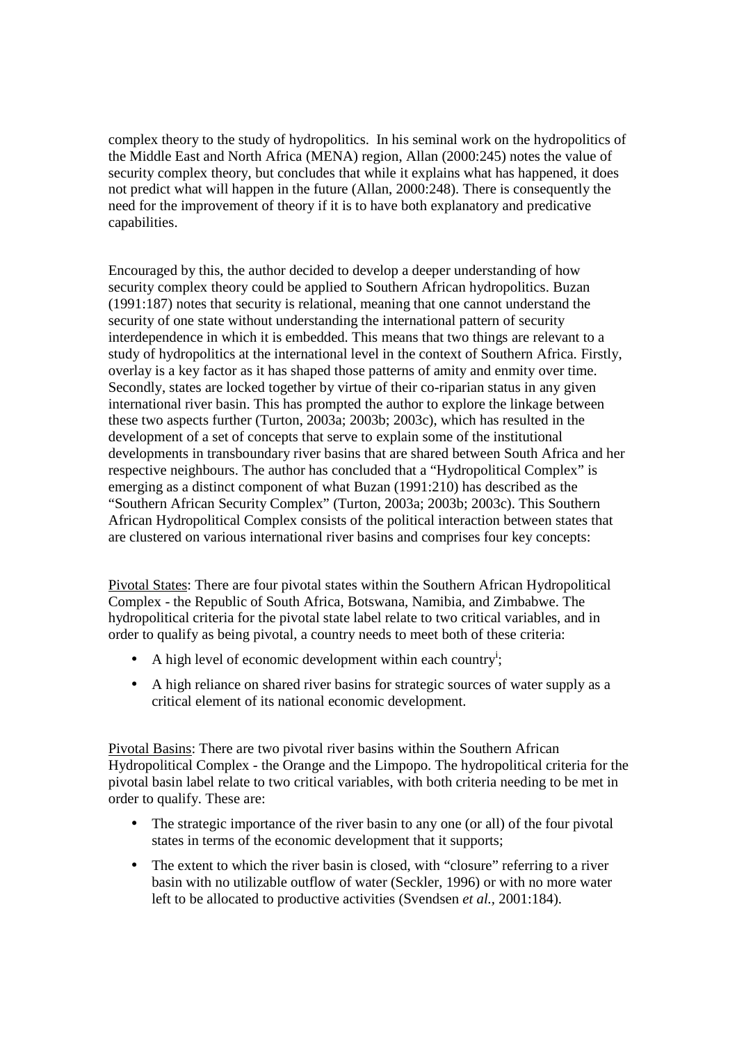complex theory to the study of hydropolitics. In his seminal work on the hydropolitics of the Middle East and North Africa (MENA) region, Allan (2000:245) notes the value of security complex theory, but concludes that while it explains what has happened, it does not predict what will happen in the future (Allan, 2000:248). There is consequently the need for the improvement of theory if it is to have both explanatory and predicative capabilities.

Encouraged by this, the author decided to develop a deeper understanding of how security complex theory could be applied to Southern African hydropolitics. Buzan (1991:187) notes that security is relational, meaning that one cannot understand the security of one state without understanding the international pattern of security interdependence in which it is embedded. This means that two things are relevant to a study of hydropolitics at the international level in the context of Southern Africa. Firstly, overlay is a key factor as it has shaped those patterns of amity and enmity over time. Secondly, states are locked together by virtue of their co-riparian status in any given international river basin. This has prompted the author to explore the linkage between these two aspects further (Turton, 2003a; 2003b; 2003c), which has resulted in the development of a set of concepts that serve to explain some of the institutional developments in transboundary river basins that are shared between South Africa and her respective neighbours. The author has concluded that a "Hydropolitical Complex" is emerging as a distinct component of what Buzan (1991:210) has described as the "Southern African Security Complex" (Turton, 2003a; 2003b; 2003c). This Southern African Hydropolitical Complex consists of the political interaction between states that are clustered on various international river basins and comprises four key concepts:

Pivotal States: There are four pivotal states within the Southern African Hydropolitical Complex - the Republic of South Africa, Botswana, Namibia, and Zimbabwe. The hydropolitical criteria for the pivotal state label relate to two critical variables, and in order to qualify as being pivotal, a country needs to meet both of these criteria:

- A high level of economic development within each country[i];
- A high reliance on shared river basins for strategic sources of water supply as a critical element of its national economic development.

Pivotal Basins: There are two pivotal river basins within the Southern African Hydropolitical Complex - the Orange and the Limpopo. The hydropolitical criteria for the pivotal basin label relate to two critical variables, with both criteria needing to be met in order to qualify. These are:

- The strategic importance of the river basin to any one (or all) of the four pivotal states in terms of the economic development that it supports;
- The extent to which the river basin is closed, with "closure" referring to a river basin with no utilizable outflow of water (Seckler, 1996) or with no more water left to be allocated to productive activities (Svendsen *et al.*, 2001:184).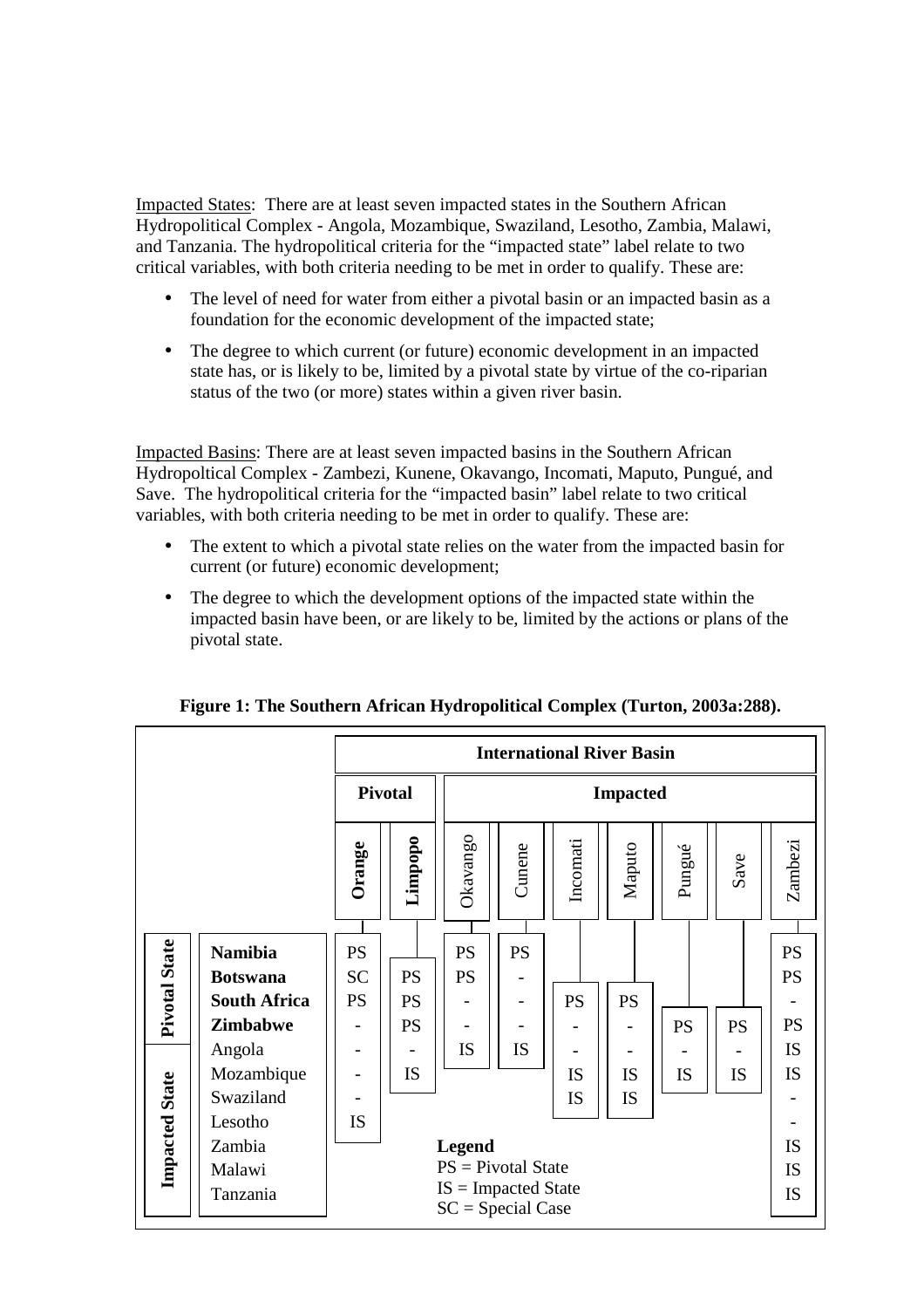Impacted States: There are at least seven impacted states in the Southern African Hydropolitical Complex - Angola, Mozambique, Swaziland, Lesotho, Zambia, Malawi, and Tanzania. The hydropolitical criteria for the "impacted state" label relate to two critical variables, with both criteria needing to be met in order to qualify. These are:

- The level of need for water from either a pivotal basin or an impacted basin as a foundation for the economic development of the impacted state;
- The degree to which current (or future) economic development in an impacted state has, or is likely to be, limited by a pivotal state by virtue of the co-riparian status of the two (or more) states within a given river basin.

Impacted Basins: There are at least seven impacted basins in the Southern African Hydropoltical Complex - Zambezi, Kunene, Okavango, Incomati, Maputo, Pungué, and Save. The hydropolitical criteria for the "impacted basin" label relate to two critical variables, with both criteria needing to be met in order to qualify. These are:

- The extent to which a pivotal state relies on the water from the impacted basin for current (or future) economic development;
- The degree to which the development options of the impacted state within the impacted basin have been, or are likely to be, limited by the actions or plans of the pivotal state.

**Figure 1: The Southern African Hydropolitical Complex (Turton, 2003a:288).**

| | | International River Basin | | | | | | | | |
|---|---|---|---|---|---|---|---|---|---|---|
| | | **Pivotal** | | **Impacted** | | | | | | |
| | | **Orange** | **Limpopo** | Okavango | Cunene | Incomati | Maputo | Pungué | Save | Zambezi |
| **Pivotal State** | **Namibia** | PS | | PS | PS | | | | | PS |
| | **Botswana** | SC | PS | PS | - | | | | | PS |
| | **South Africa** | PS | PS | - | - | PS | PS | | | - |
| | **Zimbabwe** | - | PS | - | - | - | - | PS | PS | PS |
| **Impacted State** | Angola | - | - | IS | IS | - | - | - | - | IS |
| | Mozambique | - | IS | | | IS | IS | IS | IS | IS |
| | Swaziland | - | | | | IS | IS | | | - |
| | Lesotho | IS | | | | | | | | - |
| | Zambia | | | | | | | | | IS |
| | Malawi | | | | | | | | | IS |
| | Tanzania | | | | | | | | | IS |

**Legend**
PS = Pivotal State
IS = Impacted State
SC = Special Case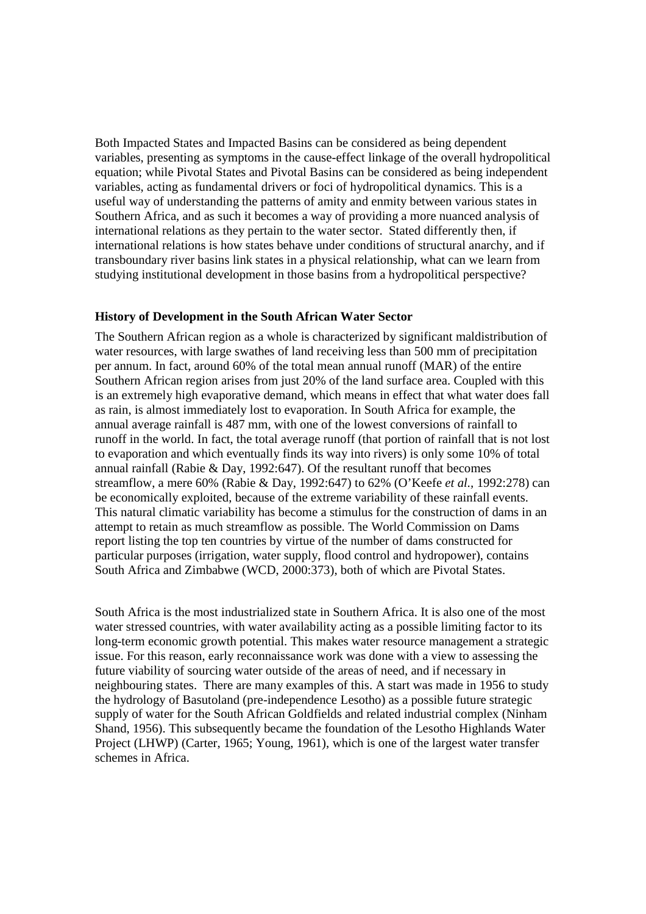Both Impacted States and Impacted Basins can be considered as being dependent variables, presenting as symptoms in the cause-effect linkage of the overall hydropolitical equation; while Pivotal States and Pivotal Basins can be considered as being independent variables, acting as fundamental drivers or foci of hydropolitical dynamics. This is a useful way of understanding the patterns of amity and enmity between various states in Southern Africa, and as such it becomes a way of providing a more nuanced analysis of international relations as they pertain to the water sector. Stated differently then, if international relations is how states behave under conditions of structural anarchy, and if transboundary river basins link states in a physical relationship, what can we learn from studying institutional development in those basins from a hydropolitical perspective?

**History of Development in the South African Water Sector**

The Southern African region as a whole is characterized by significant maldistribution of water resources, with large swathes of land receiving less than 500 mm of precipitation per annum. In fact, around 60% of the total mean annual runoff (MAR) of the entire Southern African region arises from just 20% of the land surface area. Coupled with this is an extremely high evaporative demand, which means in effect that what water does fall as rain, is almost immediately lost to evaporation. In South Africa for example, the annual average rainfall is 487 mm, with one of the lowest conversions of rainfall to runoff in the world. In fact, the total average runoff (that portion of rainfall that is not lost to evaporation and which eventually finds its way into rivers) is only some 10% of total annual rainfall (Rabie & Day, 1992:647). Of the resultant runoff that becomes streamflow, a mere 60% (Rabie & Day, 1992:647) to 62% (O'Keefe *et al.*, 1992:278) can be economically exploited, because of the extreme variability of these rainfall events. This natural climatic variability has become a stimulus for the construction of dams in an attempt to retain as much streamflow as possible. The World Commission on Dams report listing the top ten countries by virtue of the number of dams constructed for particular purposes (irrigation, water supply, flood control and hydropower), contains South Africa and Zimbabwe (WCD, 2000:373), both of which are Pivotal States.

South Africa is the most industrialized state in Southern Africa. It is also one of the most water stressed countries, with water availability acting as a possible limiting factor to its long-term economic growth potential. This makes water resource management a strategic issue. For this reason, early reconnaissance work was done with a view to assessing the future viability of sourcing water outside of the areas of need, and if necessary in neighbouring states. There are many examples of this. A start was made in 1956 to study the hydrology of Basutoland (pre-independence Lesotho) as a possible future strategic supply of water for the South African Goldfields and related industrial complex (Ninham Shand, 1956). This subsequently became the foundation of the Lesotho Highlands Water Project (LHWP) (Carter, 1965; Young, 1961), which is one of the largest water transfer schemes in Africa.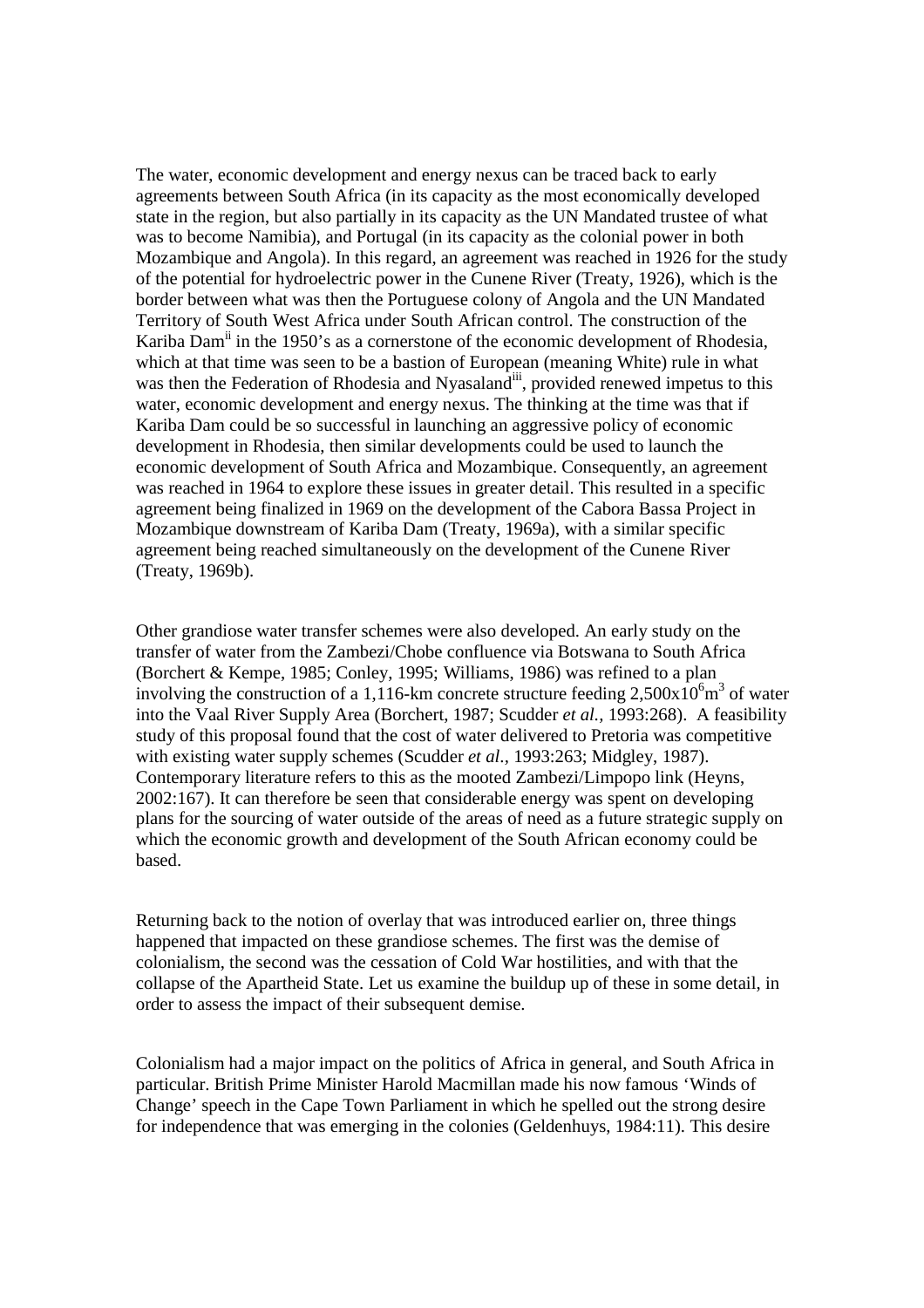The water, economic development and energy nexus can be traced back to early agreements between South Africa (in its capacity as the most economically developed state in the region, but also partially in its capacity as the UN Mandated trustee of what was to become Namibia), and Portugal (in its capacity as the colonial power in both Mozambique and Angola). In this regard, an agreement was reached in 1926 for the study of the potential for hydroelectric power in the Cunene River (Treaty, 1926), which is the border between what was then the Portuguese colony of Angola and the UN Mandated Territory of South West Africa under South African control. The construction of the Kariba Dam[ii] in the 1950's as a cornerstone of the economic development of Rhodesia, which at that time was seen to be a bastion of European (meaning White) rule in what was then the Federation of Rhodesia and Nyasaland[iii], provided renewed impetus to this water, economic development and energy nexus. The thinking at the time was that if Kariba Dam could be so successful in launching an aggressive policy of economic development in Rhodesia, then similar developments could be used to launch the economic development of South Africa and Mozambique. Consequently, an agreement was reached in 1964 to explore these issues in greater detail. This resulted in a specific agreement being finalized in 1969 on the development of the Cabora Bassa Project in Mozambique downstream of Kariba Dam (Treaty, 1969a), with a similar specific agreement being reached simultaneously on the development of the Cunene River (Treaty, 1969b).

Other grandiose water transfer schemes were also developed. An early study on the transfer of water from the Zambezi/Chobe confluence via Botswana to South Africa (Borchert & Kempe, 1985; Conley, 1995; Williams, 1986) was refined to a plan involving the construction of a 1,116-km concrete structure feeding $2{,}500 \times 10^6 m^3$ of water into the Vaal River Supply Area (Borchert, 1987; Scudder *et al.*, 1993:268). A feasibility study of this proposal found that the cost of water delivered to Pretoria was competitive with existing water supply schemes (Scudder *et al.*, 1993:263; Midgley, 1987). Contemporary literature refers to this as the mooted Zambezi/Limpopo link (Heyns, 2002:167). It can therefore be seen that considerable energy was spent on developing plans for the sourcing of water outside of the areas of need as a future strategic supply on which the economic growth and development of the South African economy could be based.

Returning back to the notion of overlay that was introduced earlier on, three things happened that impacted on these grandiose schemes. The first was the demise of colonialism, the second was the cessation of Cold War hostilities, and with that the collapse of the Apartheid State. Let us examine the buildup up of these in some detail, in order to assess the impact of their subsequent demise.

Colonialism had a major impact on the politics of Africa in general, and South Africa in particular. British Prime Minister Harold Macmillan made his now famous 'Winds of Change' speech in the Cape Town Parliament in which he spelled out the strong desire for independence that was emerging in the colonies (Geldenhuys, 1984:11). This desire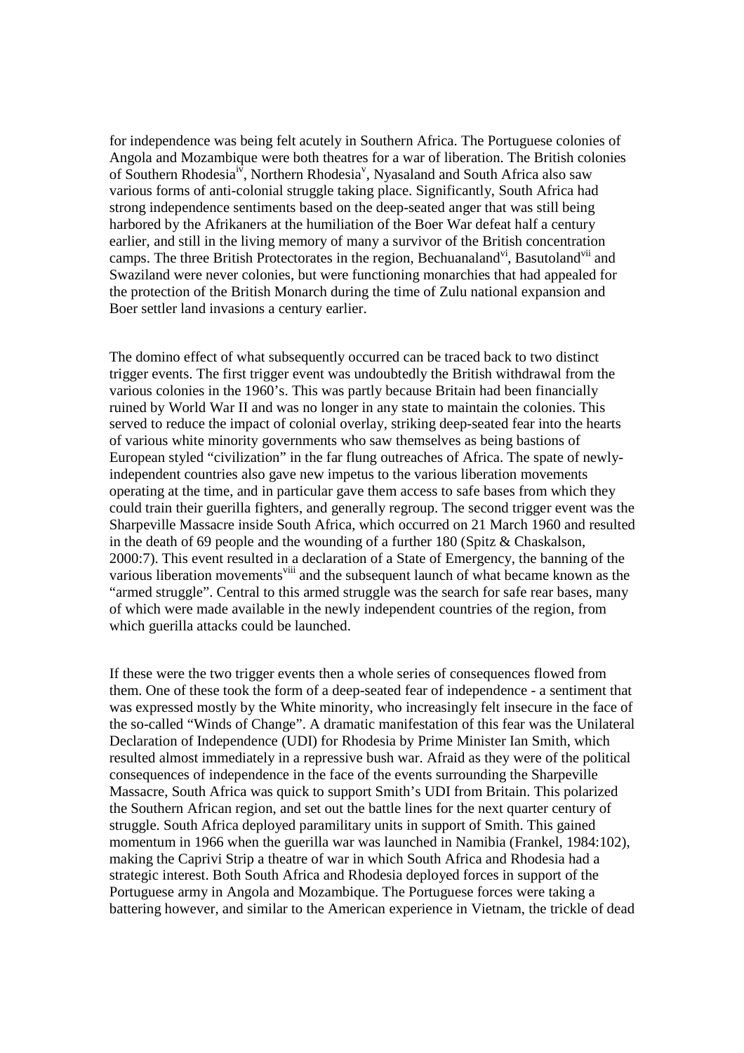for independence was being felt acutely in Southern Africa. The Portuguese colonies of Angola and Mozambique were both theatres for a war of liberation. The British colonies of Southern Rhodesia[iv], Northern Rhodesia[v], Nyasaland and South Africa also saw various forms of anti-colonial struggle taking place. Significantly, South Africa had strong independence sentiments based on the deep-seated anger that was still being harbored by the Afrikaners at the humiliation of the Boer War defeat half a century earlier, and still in the living memory of many a survivor of the British concentration camps. The three British Protectorates in the region, Bechuanaland[vi], Basutoland[vii] and Swaziland were never colonies, but were functioning monarchies that had appealed for the protection of the British Monarch during the time of Zulu national expansion and Boer settler land invasions a century earlier.

The domino effect of what subsequently occurred can be traced back to two distinct trigger events. The first trigger event was undoubtedly the British withdrawal from the various colonies in the 1960's. This was partly because Britain had been financially ruined by World War II and was no longer in any state to maintain the colonies. This served to reduce the impact of colonial overlay, striking deep-seated fear into the hearts of various white minority governments who saw themselves as being bastions of European styled "civilization" in the far flung outreaches of Africa. The spate of newly-independent countries also gave new impetus to the various liberation movements operating at the time, and in particular gave them access to safe bases from which they could train their guerilla fighters, and generally regroup. The second trigger event was the Sharpeville Massacre inside South Africa, which occurred on 21 March 1960 and resulted in the death of 69 people and the wounding of a further 180 (Spitz & Chaskalson, 2000:7). This event resulted in a declaration of a State of Emergency, the banning of the various liberation movements[viii] and the subsequent launch of what became known as the "armed struggle". Central to this armed struggle was the search for safe rear bases, many of which were made available in the newly independent countries of the region, from which guerilla attacks could be launched.

If these were the two trigger events then a whole series of consequences flowed from them. One of these took the form of a deep-seated fear of independence - a sentiment that was expressed mostly by the White minority, who increasingly felt insecure in the face of the so-called "Winds of Change". A dramatic manifestation of this fear was the Unilateral Declaration of Independence (UDI) for Rhodesia by Prime Minister Ian Smith, which resulted almost immediately in a repressive bush war. Afraid as they were of the political consequences of independence in the face of the events surrounding the Sharpeville Massacre, South Africa was quick to support Smith's UDI from Britain. This polarized the Southern African region, and set out the battle lines for the next quarter century of struggle. South Africa deployed paramilitary units in support of Smith. This gained momentum in 1966 when the guerilla war was launched in Namibia (Frankel, 1984:102), making the Caprivi Strip a theatre of war in which South Africa and Rhodesia had a strategic interest. Both South Africa and Rhodesia deployed forces in support of the Portuguese army in Angola and Mozambique. The Portuguese forces were taking a battering however, and similar to the American experience in Vietnam, the trickle of dead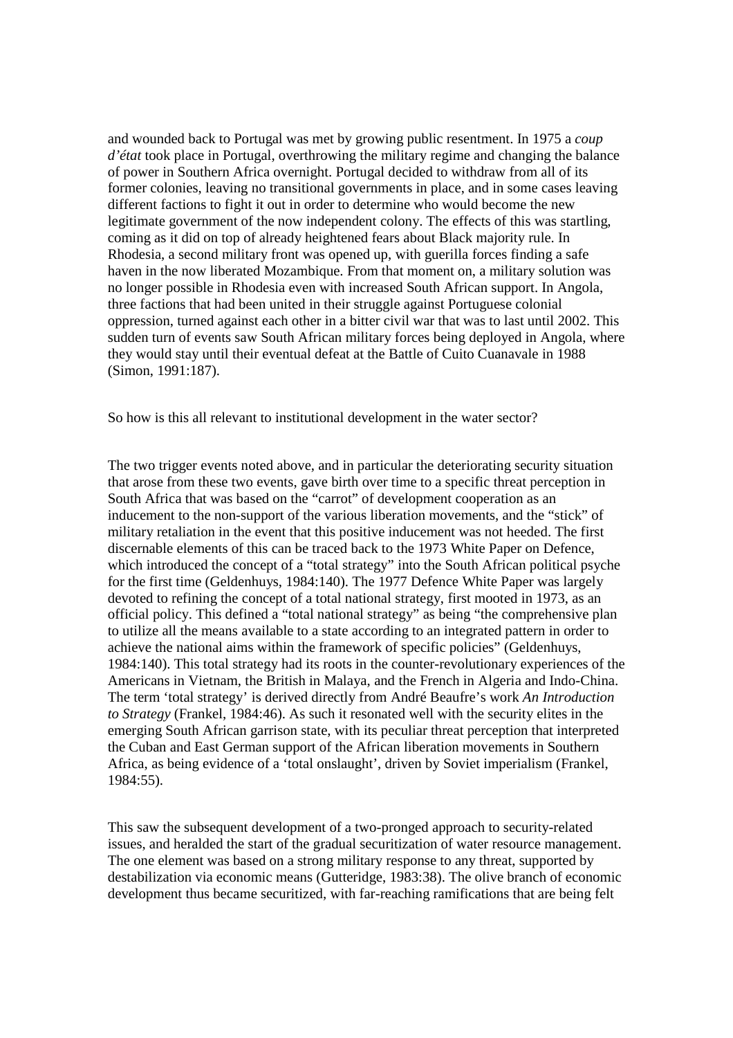and wounded back to Portugal was met by growing public resentment. In 1975 a *coup d'état* took place in Portugal, overthrowing the military regime and changing the balance of power in Southern Africa overnight. Portugal decided to withdraw from all of its former colonies, leaving no transitional governments in place, and in some cases leaving different factions to fight it out in order to determine who would become the new legitimate government of the now independent colony. The effects of this was startling, coming as it did on top of already heightened fears about Black majority rule. In Rhodesia, a second military front was opened up, with guerilla forces finding a safe haven in the now liberated Mozambique. From that moment on, a military solution was no longer possible in Rhodesia even with increased South African support. In Angola, three factions that had been united in their struggle against Portuguese colonial oppression, turned against each other in a bitter civil war that was to last until 2002. This sudden turn of events saw South African military forces being deployed in Angola, where they would stay until their eventual defeat at the Battle of Cuito Cuanavale in 1988 (Simon, 1991:187).

So how is this all relevant to institutional development in the water sector?

The two trigger events noted above, and in particular the deteriorating security situation that arose from these two events, gave birth over time to a specific threat perception in South Africa that was based on the "carrot" of development cooperation as an inducement to the non-support of the various liberation movements, and the "stick" of military retaliation in the event that this positive inducement was not heeded. The first discernable elements of this can be traced back to the 1973 White Paper on Defence, which introduced the concept of a "total strategy" into the South African political psyche for the first time (Geldenhuys, 1984:140). The 1977 Defence White Paper was largely devoted to refining the concept of a total national strategy, first mooted in 1973, as an official policy. This defined a "total national strategy" as being "the comprehensive plan to utilize all the means available to a state according to an integrated pattern in order to achieve the national aims within the framework of specific policies" (Geldenhuys, 1984:140). This total strategy had its roots in the counter-revolutionary experiences of the Americans in Vietnam, the British in Malaya, and the French in Algeria and Indo-China. The term 'total strategy' is derived directly from André Beaufre's work *An Introduction to Strategy* (Frankel, 1984:46). As such it resonated well with the security elites in the emerging South African garrison state, with its peculiar threat perception that interpreted the Cuban and East German support of the African liberation movements in Southern Africa, as being evidence of a 'total onslaught', driven by Soviet imperialism (Frankel, 1984:55).

This saw the subsequent development of a two-pronged approach to security-related issues, and heralded the start of the gradual securitization of water resource management. The one element was based on a strong military response to any threat, supported by destabilization via economic means (Gutteridge, 1983:38). The olive branch of economic development thus became securitized, with far-reaching ramifications that are being felt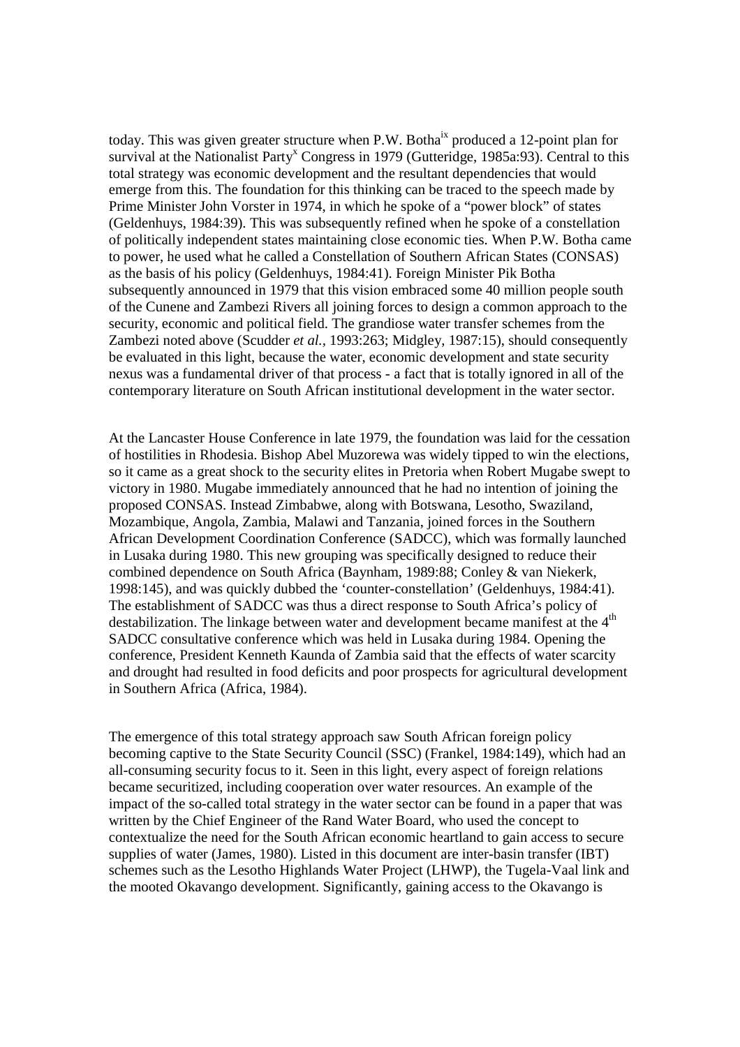today. This was given greater structure when P.W. Botha[ix] produced a 12-point plan for survival at the Nationalist Party[x] Congress in 1979 (Gutteridge, 1985a:93). Central to this total strategy was economic development and the resultant dependencies that would emerge from this. The foundation for this thinking can be traced to the speech made by Prime Minister John Vorster in 1974, in which he spoke of a "power block" of states (Geldenhuys, 1984:39). This was subsequently refined when he spoke of a constellation of politically independent states maintaining close economic ties. When P.W. Botha came to power, he used what he called a Constellation of Southern African States (CONSAS) as the basis of his policy (Geldenhuys, 1984:41). Foreign Minister Pik Botha subsequently announced in 1979 that this vision embraced some 40 million people south of the Cunene and Zambezi Rivers all joining forces to design a common approach to the security, economic and political field. The grandiose water transfer schemes from the Zambezi noted above (Scudder *et al.*, 1993:263; Midgley, 1987:15), should consequently be evaluated in this light, because the water, economic development and state security nexus was a fundamental driver of that process - a fact that is totally ignored in all of the contemporary literature on South African institutional development in the water sector.

At the Lancaster House Conference in late 1979, the foundation was laid for the cessation of hostilities in Rhodesia. Bishop Abel Muzorewa was widely tipped to win the elections, so it came as a great shock to the security elites in Pretoria when Robert Mugabe swept to victory in 1980. Mugabe immediately announced that he had no intention of joining the proposed CONSAS. Instead Zimbabwe, along with Botswana, Lesotho, Swaziland, Mozambique, Angola, Zambia, Malawi and Tanzania, joined forces in the Southern African Development Coordination Conference (SADCC), which was formally launched in Lusaka during 1980. This new grouping was specifically designed to reduce their combined dependence on South Africa (Baynham, 1989:88; Conley & van Niekerk, 1998:145), and was quickly dubbed the 'counter-constellation' (Geldenhuys, 1984:41). The establishment of SADCC was thus a direct response to South Africa's policy of destabilization. The linkage between water and development became manifest at the 4th SADCC consultative conference which was held in Lusaka during 1984. Opening the conference, President Kenneth Kaunda of Zambia said that the effects of water scarcity and drought had resulted in food deficits and poor prospects for agricultural development in Southern Africa (Africa, 1984).

The emergence of this total strategy approach saw South African foreign policy becoming captive to the State Security Council (SSC) (Frankel, 1984:149), which had an all-consuming security focus to it. Seen in this light, every aspect of foreign relations became securitized, including cooperation over water resources. An example of the impact of the so-called total strategy in the water sector can be found in a paper that was written by the Chief Engineer of the Rand Water Board, who used the concept to contextualize the need for the South African economic heartland to gain access to secure supplies of water (James, 1980). Listed in this document are inter-basin transfer (IBT) schemes such as the Lesotho Highlands Water Project (LHWP), the Tugela-Vaal link and the mooted Okavango development. Significantly, gaining access to the Okavango is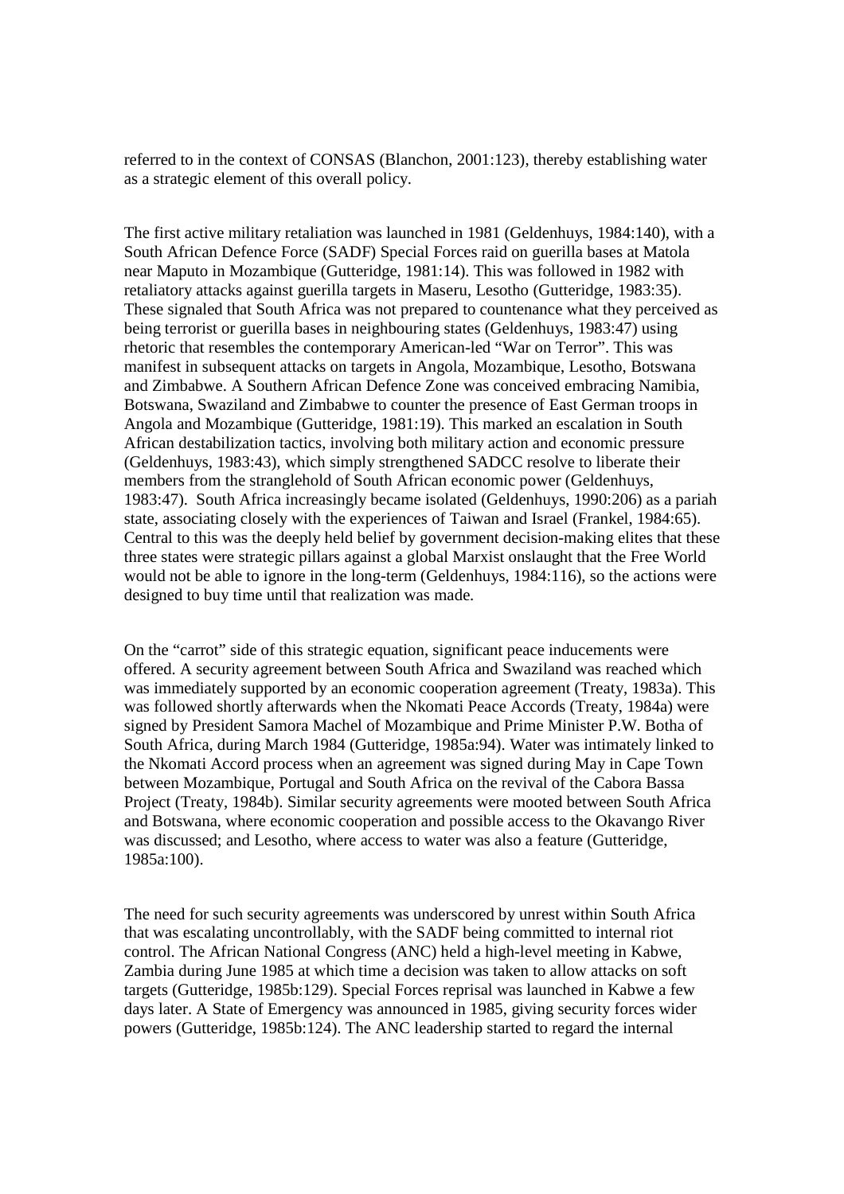referred to in the context of CONSAS (Blanchon, 2001:123), thereby establishing water as a strategic element of this overall policy.

The first active military retaliation was launched in 1981 (Geldenhuys, 1984:140), with a South African Defence Force (SADF) Special Forces raid on guerilla bases at Matola near Maputo in Mozambique (Gutteridge, 1981:14). This was followed in 1982 with retaliatory attacks against guerilla targets in Maseru, Lesotho (Gutteridge, 1983:35). These signaled that South Africa was not prepared to countenance what they perceived as being terrorist or guerilla bases in neighbouring states (Geldenhuys, 1983:47) using rhetoric that resembles the contemporary American-led "War on Terror". This was manifest in subsequent attacks on targets in Angola, Mozambique, Lesotho, Botswana and Zimbabwe. A Southern African Defence Zone was conceived embracing Namibia, Botswana, Swaziland and Zimbabwe to counter the presence of East German troops in Angola and Mozambique (Gutteridge, 1981:19). This marked an escalation in South African destabilization tactics, involving both military action and economic pressure (Geldenhuys, 1983:43), which simply strengthened SADCC resolve to liberate their members from the stranglehold of South African economic power (Geldenhuys, 1983:47). South Africa increasingly became isolated (Geldenhuys, 1990:206) as a pariah state, associating closely with the experiences of Taiwan and Israel (Frankel, 1984:65). Central to this was the deeply held belief by government decision-making elites that these three states were strategic pillars against a global Marxist onslaught that the Free World would not be able to ignore in the long-term (Geldenhuys, 1984:116), so the actions were designed to buy time until that realization was made.

On the "carrot" side of this strategic equation, significant peace inducements were offered. A security agreement between South Africa and Swaziland was reached which was immediately supported by an economic cooperation agreement (Treaty, 1983a). This was followed shortly afterwards when the Nkomati Peace Accords (Treaty, 1984a) were signed by President Samora Machel of Mozambique and Prime Minister P.W. Botha of South Africa, during March 1984 (Gutteridge, 1985a:94). Water was intimately linked to the Nkomati Accord process when an agreement was signed during May in Cape Town between Mozambique, Portugal and South Africa on the revival of the Cabora Bassa Project (Treaty, 1984b). Similar security agreements were mooted between South Africa and Botswana, where economic cooperation and possible access to the Okavango River was discussed; and Lesotho, where access to water was also a feature (Gutteridge, 1985a:100).

The need for such security agreements was underscored by unrest within South Africa that was escalating uncontrollably, with the SADF being committed to internal riot control. The African National Congress (ANC) held a high-level meeting in Kabwe, Zambia during June 1985 at which time a decision was taken to allow attacks on soft targets (Gutteridge, 1985b:129). Special Forces reprisal was launched in Kabwe a few days later. A State of Emergency was announced in 1985, giving security forces wider powers (Gutteridge, 1985b:124). The ANC leadership started to regard the internal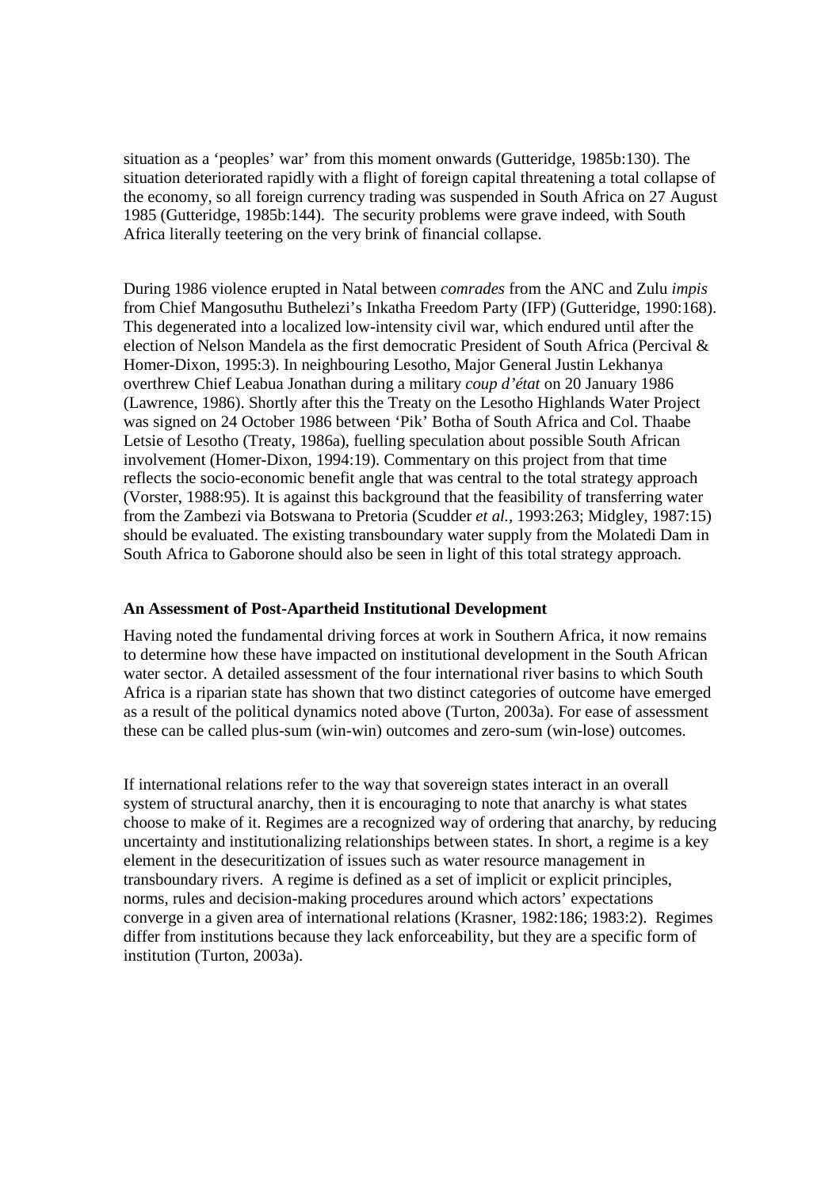situation as a 'peoples' war' from this moment onwards (Gutteridge, 1985b:130). The situation deteriorated rapidly with a flight of foreign capital threatening a total collapse of the economy, so all foreign currency trading was suspended in South Africa on 27 August 1985 (Gutteridge, 1985b:144). The security problems were grave indeed, with South Africa literally teetering on the very brink of financial collapse.

During 1986 violence erupted in Natal between *comrades* from the ANC and Zulu *impis* from Chief Mangosuthu Buthelezi's Inkatha Freedom Party (IFP) (Gutteridge, 1990:168). This degenerated into a localized low-intensity civil war, which endured until after the election of Nelson Mandela as the first democratic President of South Africa (Percival & Homer-Dixon, 1995:3). In neighbouring Lesotho, Major General Justin Lekhanya overthrew Chief Leabua Jonathan during a military *coup d'état* on 20 January 1986 (Lawrence, 1986). Shortly after this the Treaty on the Lesotho Highlands Water Project was signed on 24 October 1986 between 'Pik' Botha of South Africa and Col. Thaabe Letsie of Lesotho (Treaty, 1986a), fuelling speculation about possible South African involvement (Homer-Dixon, 1994:19). Commentary on this project from that time reflects the socio-economic benefit angle that was central to the total strategy approach (Vorster, 1988:95). It is against this background that the feasibility of transferring water from the Zambezi via Botswana to Pretoria (Scudder *et al.*, 1993:263; Midgley, 1987:15) should be evaluated. The existing transboundary water supply from the Molatedi Dam in South Africa to Gaborone should also be seen in light of this total strategy approach.

**An Assessment of Post-Apartheid Institutional Development**

Having noted the fundamental driving forces at work in Southern Africa, it now remains to determine how these have impacted on institutional development in the South African water sector. A detailed assessment of the four international river basins to which South Africa is a riparian state has shown that two distinct categories of outcome have emerged as a result of the political dynamics noted above (Turton, 2003a). For ease of assessment these can be called plus-sum (win-win) outcomes and zero-sum (win-lose) outcomes.

If international relations refer to the way that sovereign states interact in an overall system of structural anarchy, then it is encouraging to note that anarchy is what states choose to make of it. Regimes are a recognized way of ordering that anarchy, by reducing uncertainty and institutionalizing relationships between states. In short, a regime is a key element in the desecuritization of issues such as water resource management in transboundary rivers. A regime is defined as a set of implicit or explicit principles, norms, rules and decision-making procedures around which actors' expectations converge in a given area of international relations (Krasner, 1982:186; 1983:2). Regimes differ from institutions because they lack enforceability, but they are a specific form of institution (Turton, 2003a).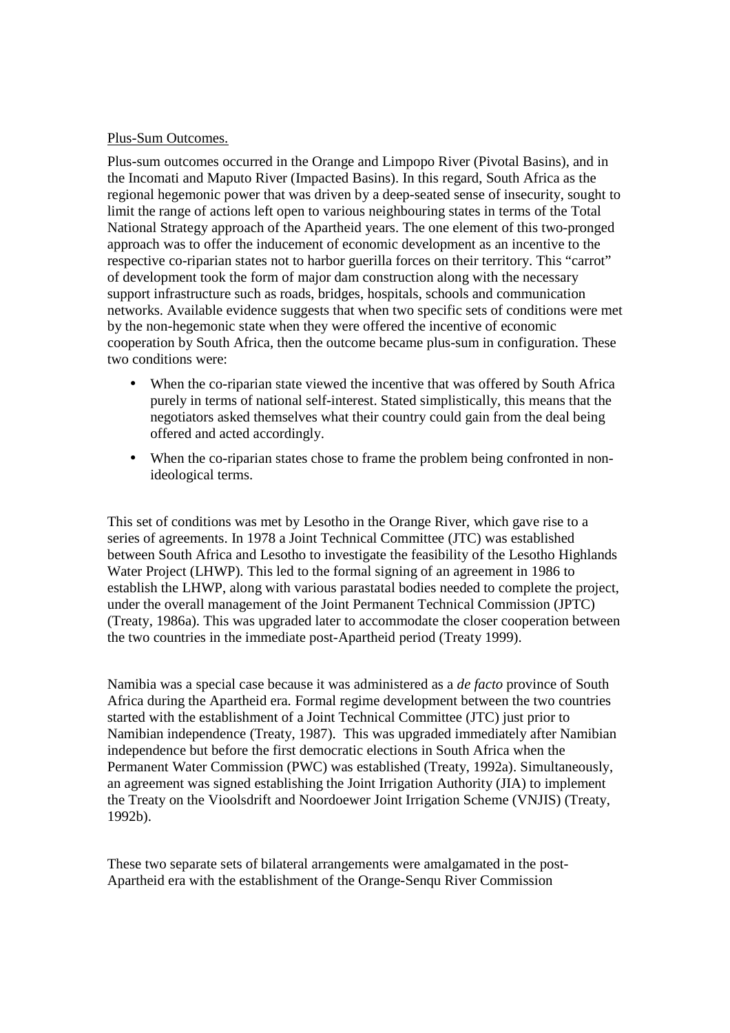Plus-Sum Outcomes.

Plus-sum outcomes occurred in the Orange and Limpopo River (Pivotal Basins), and in the Incomati and Maputo River (Impacted Basins). In this regard, South Africa as the regional hegemonic power that was driven by a deep-seated sense of insecurity, sought to limit the range of actions left open to various neighbouring states in terms of the Total National Strategy approach of the Apartheid years. The one element of this two-pronged approach was to offer the inducement of economic development as an incentive to the respective co-riparian states not to harbor guerilla forces on their territory. This "carrot" of development took the form of major dam construction along with the necessary support infrastructure such as roads, bridges, hospitals, schools and communication networks. Available evidence suggests that when two specific sets of conditions were met by the non-hegemonic state when they were offered the incentive of economic cooperation by South Africa, then the outcome became plus-sum in configuration. These two conditions were:

- When the co-riparian state viewed the incentive that was offered by South Africa purely in terms of national self-interest. Stated simplistically, this means that the negotiators asked themselves what their country could gain from the deal being offered and acted accordingly.
- When the co-riparian states chose to frame the problem being confronted in non-ideological terms.

This set of conditions was met by Lesotho in the Orange River, which gave rise to a series of agreements. In 1978 a Joint Technical Committee (JTC) was established between South Africa and Lesotho to investigate the feasibility of the Lesotho Highlands Water Project (LHWP). This led to the formal signing of an agreement in 1986 to establish the LHWP, along with various parastatal bodies needed to complete the project, under the overall management of the Joint Permanent Technical Commission (JPTC) (Treaty, 1986a). This was upgraded later to accommodate the closer cooperation between the two countries in the immediate post-Apartheid period (Treaty 1999).

Namibia was a special case because it was administered as a *de facto* province of South Africa during the Apartheid era. Formal regime development between the two countries started with the establishment of a Joint Technical Committee (JTC) just prior to Namibian independence (Treaty, 1987). This was upgraded immediately after Namibian independence but before the first democratic elections in South Africa when the Permanent Water Commission (PWC) was established (Treaty, 1992a). Simultaneously, an agreement was signed establishing the Joint Irrigation Authority (JIA) to implement the Treaty on the Vioolsdrift and Noordoewer Joint Irrigation Scheme (VNJIS) (Treaty, 1992b).

These two separate sets of bilateral arrangements were amalgamated in the post-Apartheid era with the establishment of the Orange-Senqu River Commission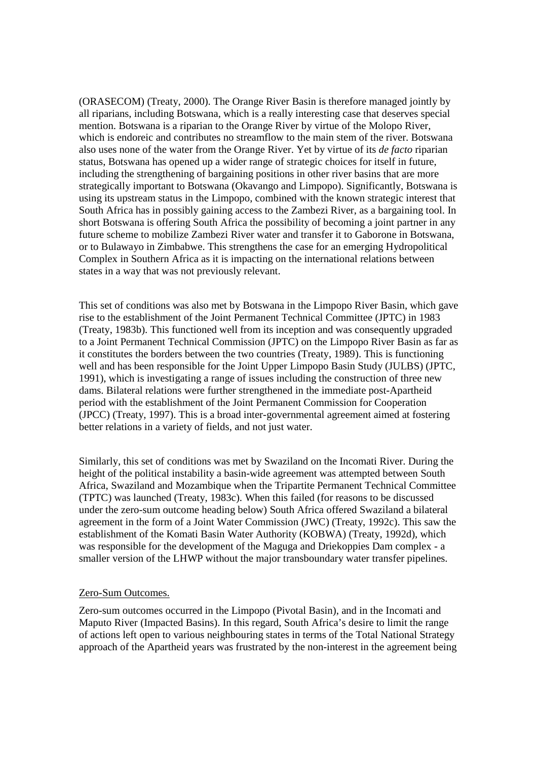(ORASECOM) (Treaty, 2000). The Orange River Basin is therefore managed jointly by all riparians, including Botswana, which is a really interesting case that deserves special mention. Botswana is a riparian to the Orange River by virtue of the Molopo River, which is endoreic and contributes no streamflow to the main stem of the river. Botswana also uses none of the water from the Orange River. Yet by virtue of its *de facto* riparian status, Botswana has opened up a wider range of strategic choices for itself in future, including the strengthening of bargaining positions in other river basins that are more strategically important to Botswana (Okavango and Limpopo). Significantly, Botswana is using its upstream status in the Limpopo, combined with the known strategic interest that South Africa has in possibly gaining access to the Zambezi River, as a bargaining tool. In short Botswana is offering South Africa the possibility of becoming a joint partner in any future scheme to mobilize Zambezi River water and transfer it to Gaborone in Botswana, or to Bulawayo in Zimbabwe. This strengthens the case for an emerging Hydropolitical Complex in Southern Africa as it is impacting on the international relations between states in a way that was not previously relevant.

This set of conditions was also met by Botswana in the Limpopo River Basin, which gave rise to the establishment of the Joint Permanent Technical Committee (JPTC) in 1983 (Treaty, 1983b). This functioned well from its inception and was consequently upgraded to a Joint Permanent Technical Commission (JPTC) on the Limpopo River Basin as far as it constitutes the borders between the two countries (Treaty, 1989). This is functioning well and has been responsible for the Joint Upper Limpopo Basin Study (JULBS) (JPTC, 1991), which is investigating a range of issues including the construction of three new dams. Bilateral relations were further strengthened in the immediate post-Apartheid period with the establishment of the Joint Permanent Commission for Cooperation (JPCC) (Treaty, 1997). This is a broad inter-governmental agreement aimed at fostering better relations in a variety of fields, and not just water.

Similarly, this set of conditions was met by Swaziland on the Incomati River. During the height of the political instability a basin-wide agreement was attempted between South Africa, Swaziland and Mozambique when the Tripartite Permanent Technical Committee (TPTC) was launched (Treaty, 1983c). When this failed (for reasons to be discussed under the zero-sum outcome heading below) South Africa offered Swaziland a bilateral agreement in the form of a Joint Water Commission (JWC) (Treaty, 1992c). This saw the establishment of the Komati Basin Water Authority (KOBWA) (Treaty, 1992d), which was responsible for the development of the Maguga and Driekoppies Dam complex - a smaller version of the LHWP without the major transboundary water transfer pipelines.

### Zero-Sum Outcomes.

Zero-sum outcomes occurred in the Limpopo (Pivotal Basin), and in the Incomati and Maputo River (Impacted Basins). In this regard, South Africa's desire to limit the range of actions left open to various neighbouring states in terms of the Total National Strategy approach of the Apartheid years was frustrated by the non-interest in the agreement being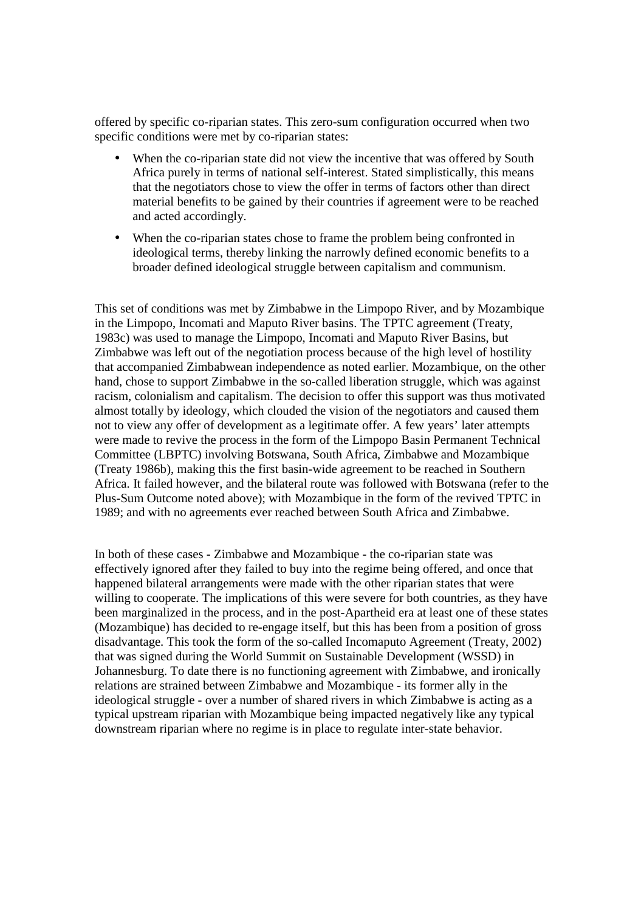offered by specific co-riparian states. This zero-sum configuration occurred when two specific conditions were met by co-riparian states:

- When the co-riparian state did not view the incentive that was offered by South Africa purely in terms of national self-interest. Stated simplistically, this means that the negotiators chose to view the offer in terms of factors other than direct material benefits to be gained by their countries if agreement were to be reached and acted accordingly.
- When the co-riparian states chose to frame the problem being confronted in ideological terms, thereby linking the narrowly defined economic benefits to a broader defined ideological struggle between capitalism and communism.

This set of conditions was met by Zimbabwe in the Limpopo River, and by Mozambique in the Limpopo, Incomati and Maputo River basins. The TPTC agreement (Treaty, 1983c) was used to manage the Limpopo, Incomati and Maputo River Basins, but Zimbabwe was left out of the negotiation process because of the high level of hostility that accompanied Zimbabwean independence as noted earlier. Mozambique, on the other hand, chose to support Zimbabwe in the so-called liberation struggle, which was against racism, colonialism and capitalism. The decision to offer this support was thus motivated almost totally by ideology, which clouded the vision of the negotiators and caused them not to view any offer of development as a legitimate offer. A few years' later attempts were made to revive the process in the form of the Limpopo Basin Permanent Technical Committee (LBPTC) involving Botswana, South Africa, Zimbabwe and Mozambique (Treaty 1986b), making this the first basin-wide agreement to be reached in Southern Africa. It failed however, and the bilateral route was followed with Botswana (refer to the Plus-Sum Outcome noted above); with Mozambique in the form of the revived TPTC in 1989; and with no agreements ever reached between South Africa and Zimbabwe.

In both of these cases - Zimbabwe and Mozambique - the co-riparian state was effectively ignored after they failed to buy into the regime being offered, and once that happened bilateral arrangements were made with the other riparian states that were willing to cooperate. The implications of this were severe for both countries, as they have been marginalized in the process, and in the post-Apartheid era at least one of these states (Mozambique) has decided to re-engage itself, but this has been from a position of gross disadvantage. This took the form of the so-called Incomaputo Agreement (Treaty, 2002) that was signed during the World Summit on Sustainable Development (WSSD) in Johannesburg. To date there is no functioning agreement with Zimbabwe, and ironically relations are strained between Zimbabwe and Mozambique - its former ally in the ideological struggle - over a number of shared rivers in which Zimbabwe is acting as a typical upstream riparian with Mozambique being impacted negatively like any typical downstream riparian where no regime is in place to regulate inter-state behavior.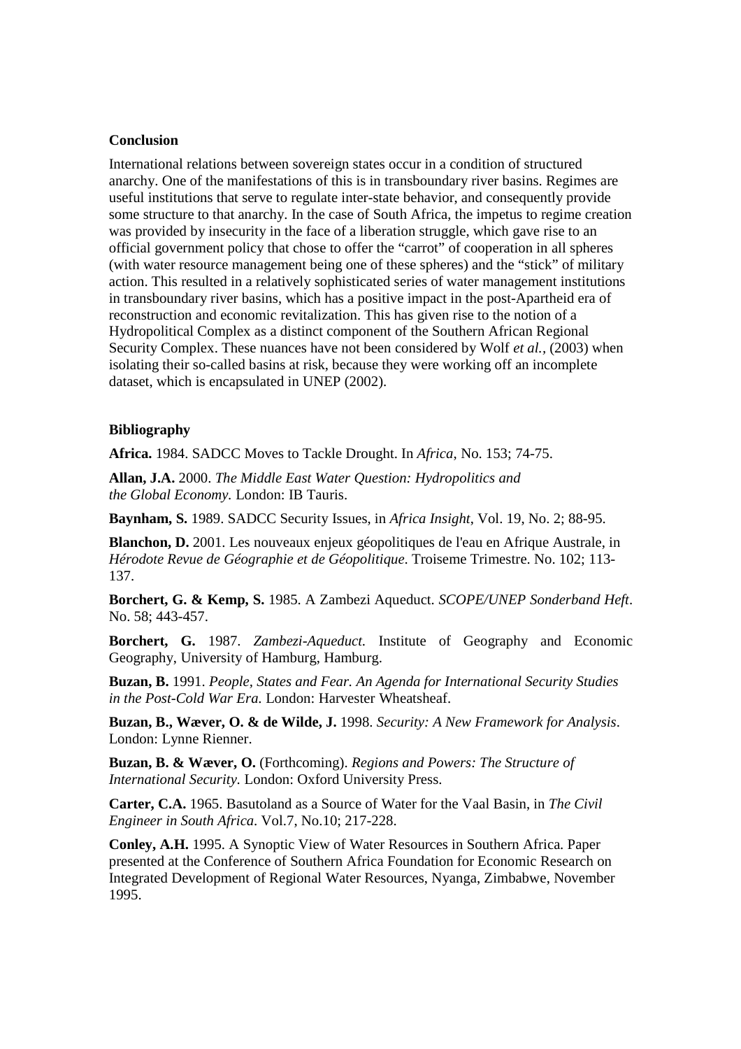**Conclusion**

International relations between sovereign states occur in a condition of structured anarchy. One of the manifestations of this is in transboundary river basins. Regimes are useful institutions that serve to regulate inter-state behavior, and consequently provide some structure to that anarchy. In the case of South Africa, the impetus to regime creation was provided by insecurity in the face of a liberation struggle, which gave rise to an official government policy that chose to offer the "carrot" of cooperation in all spheres (with water resource management being one of these spheres) and the "stick" of military action. This resulted in a relatively sophisticated series of water management institutions in transboundary river basins, which has a positive impact in the post-Apartheid era of reconstruction and economic revitalization. This has given rise to the notion of a Hydropolitical Complex as a distinct component of the Southern African Regional Security Complex. These nuances have not been considered by Wolf *et al.*, (2003) when isolating their so-called basins at risk, because they were working off an incomplete dataset, which is encapsulated in UNEP (2002).

**Bibliography**

**Africa.** 1984. SADCC Moves to Tackle Drought. In *Africa*, No. 153; 74-75.

**Allan, J.A.** 2000. *The Middle East Water Question: Hydropolitics and the Global Economy.* London: IB Tauris.

**Baynham, S.** 1989. SADCC Security Issues, in *Africa Insight*, Vol. 19, No. 2; 88-95.

**Blanchon, D.** 2001. Les nouveaux enjeux géopolitiques de l'eau en Afrique Australe, in *Hérodote Revue de Géographie et de Géopolitique*. Troiseme Trimestre. No. 102; 113-137.

**Borchert, G. & Kemp, S.** 1985. A Zambezi Aqueduct. *SCOPE/UNEP Sonderband Heft*. No. 58; 443-457.

**Borchert, G.** 1987. *Zambezi-Aqueduct*. Institute of Geography and Economic Geography, University of Hamburg, Hamburg.

**Buzan, B.** 1991. *People, States and Fear. An Agenda for International Security Studies in the Post-Cold War Era.* London: Harvester Wheatsheaf.

**Buzan, B., Wæver, O. & de Wilde, J.** 1998. *Security: A New Framework for Analysis*. London: Lynne Rienner.

**Buzan, B. & Wæver, O.** (Forthcoming). *Regions and Powers: The Structure of International Security.* London: Oxford University Press.

**Carter, C.A.** 1965. Basutoland as a Source of Water for the Vaal Basin, in *The Civil Engineer in South Africa*. Vol.7, No.10; 217-228.

**Conley, A.H.** 1995. A Synoptic View of Water Resources in Southern Africa. Paper presented at the Conference of Southern Africa Foundation for Economic Research on Integrated Development of Regional Water Resources, Nyanga, Zimbabwe, November 1995.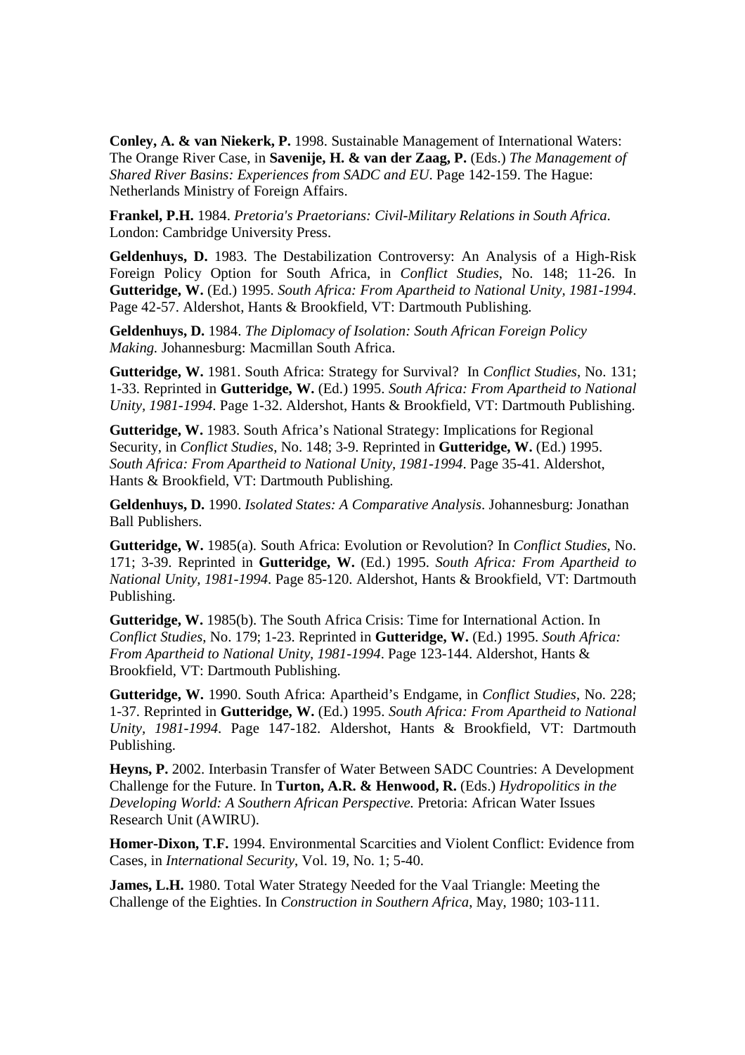**Conley, A. & van Niekerk, P.** 1998. Sustainable Management of International Waters: The Orange River Case, in **Savenije, H. & van der Zaag, P.** (Eds.) *The Management of Shared River Basins: Experiences from SADC and EU*. Page 142-159. The Hague: Netherlands Ministry of Foreign Affairs.

**Frankel, P.H.** 1984. *Pretoria's Praetorians: Civil-Military Relations in South Africa*. London: Cambridge University Press.

**Geldenhuys, D.** 1983. The Destabilization Controversy: An Analysis of a High-Risk Foreign Policy Option for South Africa, in *Conflict Studies*, No. 148; 11-26. In **Gutteridge, W.** (Ed.) 1995. *South Africa: From Apartheid to National Unity, 1981-1994*. Page 42-57. Aldershot, Hants & Brookfield, VT: Dartmouth Publishing.

**Geldenhuys, D.** 1984. *The Diplomacy of Isolation: South African Foreign Policy Making.* Johannesburg: Macmillan South Africa.

**Gutteridge, W.** 1981. South Africa: Strategy for Survival? In *Conflict Studies*, No. 131; 1-33. Reprinted in **Gutteridge, W.** (Ed.) 1995. *South Africa: From Apartheid to National Unity, 1981-1994*. Page 1-32. Aldershot, Hants & Brookfield, VT: Dartmouth Publishing.

**Gutteridge, W.** 1983. South Africa's National Strategy: Implications for Regional Security, in *Conflict Studies*, No. 148; 3-9. Reprinted in **Gutteridge, W.** (Ed.) 1995. *South Africa: From Apartheid to National Unity, 1981-1994*. Page 35-41. Aldershot, Hants & Brookfield, VT: Dartmouth Publishing.

**Geldenhuys, D.** 1990. *Isolated States: A Comparative Analysis*. Johannesburg: Jonathan Ball Publishers.

**Gutteridge, W.** 1985(a). South Africa: Evolution or Revolution? In *Conflict Studies*, No. 171; 3-39. Reprinted in **Gutteridge, W.** (Ed.) 1995. *South Africa: From Apartheid to National Unity, 1981-1994*. Page 85-120. Aldershot, Hants & Brookfield, VT: Dartmouth Publishing.

**Gutteridge, W.** 1985(b). The South Africa Crisis: Time for International Action. In *Conflict Studies*, No. 179; 1-23. Reprinted in **Gutteridge, W.** (Ed.) 1995. *South Africa: From Apartheid to National Unity, 1981-1994*. Page 123-144. Aldershot, Hants & Brookfield, VT: Dartmouth Publishing.

**Gutteridge, W.** 1990. South Africa: Apartheid's Endgame, in *Conflict Studies*, No. 228; 1-37. Reprinted in **Gutteridge, W.** (Ed.) 1995. *South Africa: From Apartheid to National Unity, 1981-1994*. Page 147-182. Aldershot, Hants & Brookfield, VT: Dartmouth Publishing.

**Heyns, P.** 2002. Interbasin Transfer of Water Between SADC Countries: A Development Challenge for the Future. In **Turton, A.R. & Henwood, R.** (Eds.) *Hydropolitics in the Developing World: A Southern African Perspective.* Pretoria: African Water Issues Research Unit (AWIRU).

**Homer-Dixon, T.F.** 1994. Environmental Scarcities and Violent Conflict: Evidence from Cases, in *International Security*, Vol. 19, No. 1; 5-40.

**James, L.H.** 1980. Total Water Strategy Needed for the Vaal Triangle: Meeting the Challenge of the Eighties. In *Construction in Southern Africa*, May, 1980; 103-111.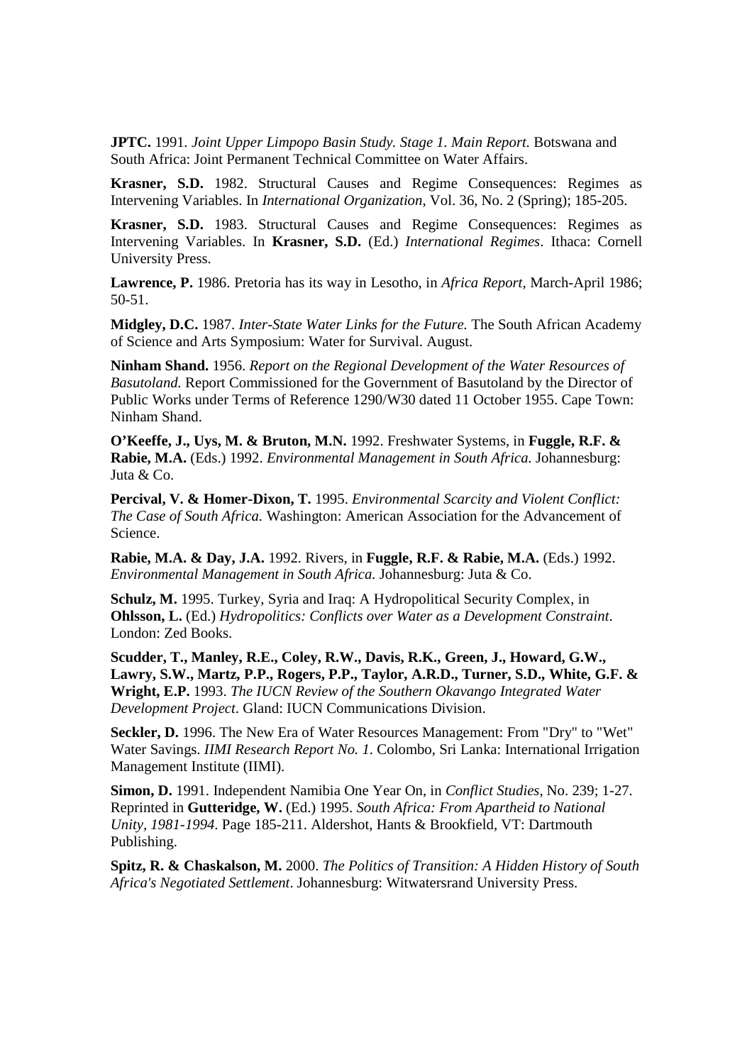**JPTC.** 1991. *Joint Upper Limpopo Basin Study. Stage 1. Main Report.* Botswana and South Africa: Joint Permanent Technical Committee on Water Affairs.

**Krasner, S.D.** 1982. Structural Causes and Regime Consequences: Regimes as Intervening Variables. In *International Organization*, Vol. 36, No. 2 (Spring); 185-205.

**Krasner, S.D.** 1983. Structural Causes and Regime Consequences: Regimes as Intervening Variables. In **Krasner, S.D.** (Ed.) *International Regimes*. Ithaca: Cornell University Press.

**Lawrence, P.** 1986. Pretoria has its way in Lesotho, in *Africa Report*, March-April 1986; 50-51.

**Midgley, D.C.** 1987. *Inter-State Water Links for the Future.* The South African Academy of Science and Arts Symposium: Water for Survival. August.

**Ninham Shand.** 1956. *Report on the Regional Development of the Water Resources of Basutoland.* Report Commissioned for the Government of Basutoland by the Director of Public Works under Terms of Reference 1290/W30 dated 11 October 1955. Cape Town: Ninham Shand.

**O'Keeffe, J., Uys, M. & Bruton, M.N.** 1992. Freshwater Systems, in **Fuggle, R.F. & Rabie, M.A.** (Eds.) 1992. *Environmental Management in South Africa.* Johannesburg: Juta & Co.

**Percival, V. & Homer-Dixon, T.** 1995. *Environmental Scarcity and Violent Conflict: The Case of South Africa.* Washington: American Association for the Advancement of Science.

**Rabie, M.A. & Day, J.A.** 1992. Rivers, in **Fuggle, R.F. & Rabie, M.A.** (Eds.) 1992. *Environmental Management in South Africa.* Johannesburg: Juta & Co.

**Schulz, M.** 1995. Turkey, Syria and Iraq: A Hydropolitical Security Complex, in **Ohlsson, L.** (Ed.) *Hydropolitics: Conflicts over Water as a Development Constraint*. London: Zed Books.

**Scudder, T., Manley, R.E., Coley, R.W., Davis, R.K., Green, J., Howard, G.W., Lawry, S.W., Martz, P.P., Rogers, P.P., Taylor, A.R.D., Turner, S.D., White, G.F. & Wright, E.P.** 1993. *The IUCN Review of the Southern Okavango Integrated Water Development Project*. Gland: IUCN Communications Division.

**Seckler, D.** 1996. The New Era of Water Resources Management: From "Dry" to "Wet" Water Savings. *IIMI Research Report No. 1*. Colombo, Sri Lanka: International Irrigation Management Institute (IIMI).

**Simon, D.** 1991. Independent Namibia One Year On, in *Conflict Studies*, No. 239; 1-27. Reprinted in **Gutteridge, W.** (Ed.) 1995. *South Africa: From Apartheid to National Unity, 1981-1994*. Page 185-211. Aldershot, Hants & Brookfield, VT: Dartmouth Publishing.

**Spitz, R. & Chaskalson, M.** 2000. *The Politics of Transition: A Hidden History of South Africa's Negotiated Settlement*. Johannesburg: Witwatersrand University Press.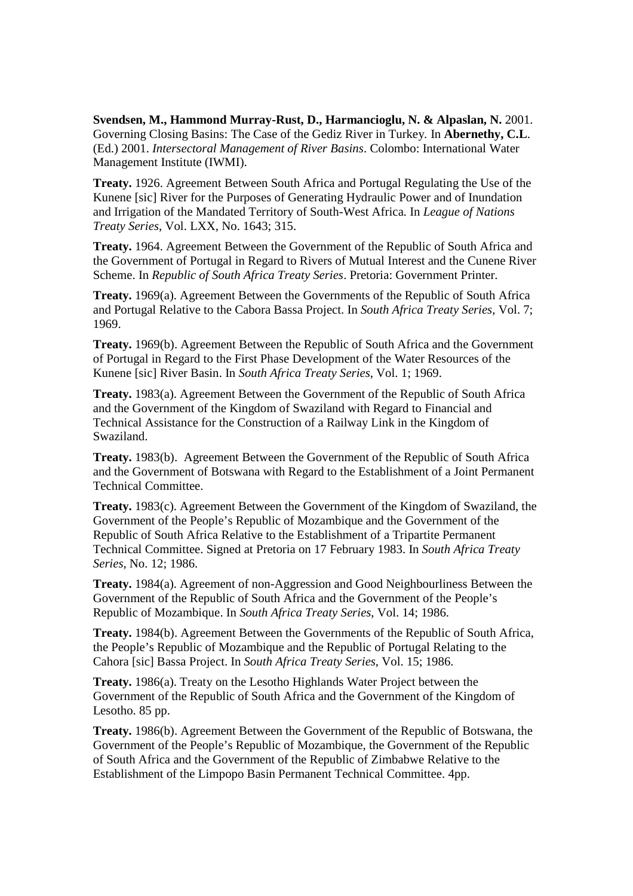**Svendsen, M., Hammond Murray-Rust, D., Harmancioglu, N. & Alpaslan, N.** 2001. Governing Closing Basins: The Case of the Gediz River in Turkey. In **Abernethy, C.L**. (Ed.) 2001. *Intersectoral Management of River Basins*. Colombo: International Water Management Institute (IWMI).

**Treaty.** 1926. Agreement Between South Africa and Portugal Regulating the Use of the Kunene [sic] River for the Purposes of Generating Hydraulic Power and of Inundation and Irrigation of the Mandated Territory of South-West Africa. In *League of Nations Treaty Series*, Vol. LXX, No. 1643; 315.

**Treaty.** 1964. Agreement Between the Government of the Republic of South Africa and the Government of Portugal in Regard to Rivers of Mutual Interest and the Cunene River Scheme. In *Republic of South Africa Treaty Series*. Pretoria: Government Printer.

**Treaty.** 1969(a). Agreement Between the Governments of the Republic of South Africa and Portugal Relative to the Cabora Bassa Project. In *South Africa Treaty Series*, Vol. 7; 1969.

**Treaty.** 1969(b). Agreement Between the Republic of South Africa and the Government of Portugal in Regard to the First Phase Development of the Water Resources of the Kunene [sic] River Basin. In *South Africa Treaty Series*, Vol. 1; 1969.

**Treaty.** 1983(a). Agreement Between the Government of the Republic of South Africa and the Government of the Kingdom of Swaziland with Regard to Financial and Technical Assistance for the Construction of a Railway Link in the Kingdom of Swaziland.

**Treaty.** 1983(b). Agreement Between the Government of the Republic of South Africa and the Government of Botswana with Regard to the Establishment of a Joint Permanent Technical Committee.

**Treaty.** 1983(c). Agreement Between the Government of the Kingdom of Swaziland, the Government of the People's Republic of Mozambique and the Government of the Republic of South Africa Relative to the Establishment of a Tripartite Permanent Technical Committee. Signed at Pretoria on 17 February 1983. In *South Africa Treaty Series*, No. 12; 1986.

**Treaty.** 1984(a). Agreement of non-Aggression and Good Neighbourliness Between the Government of the Republic of South Africa and the Government of the People's Republic of Mozambique. In *South Africa Treaty Series*, Vol. 14; 1986.

**Treaty.** 1984(b). Agreement Between the Governments of the Republic of South Africa, the People's Republic of Mozambique and the Republic of Portugal Relating to the Cahora [sic] Bassa Project. In *South Africa Treaty Series*, Vol. 15; 1986.

**Treaty.** 1986(a). Treaty on the Lesotho Highlands Water Project between the Government of the Republic of South Africa and the Government of the Kingdom of Lesotho. 85 pp.

**Treaty.** 1986(b). Agreement Between the Government of the Republic of Botswana, the Government of the People's Republic of Mozambique, the Government of the Republic of South Africa and the Government of the Republic of Zimbabwe Relative to the Establishment of the Limpopo Basin Permanent Technical Committee. 4pp.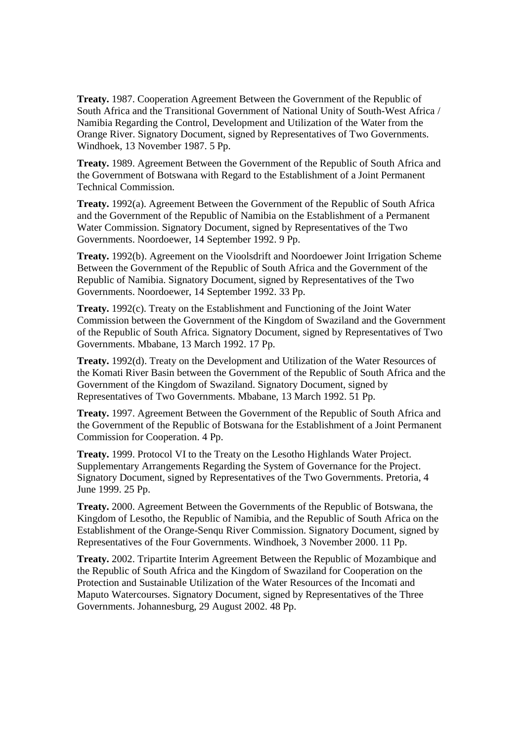**Treaty.** 1987. Cooperation Agreement Between the Government of the Republic of South Africa and the Transitional Government of National Unity of South-West Africa / Namibia Regarding the Control, Development and Utilization of the Water from the Orange River. Signatory Document, signed by Representatives of Two Governments. Windhoek, 13 November 1987. 5 Pp.

**Treaty.** 1989. Agreement Between the Government of the Republic of South Africa and the Government of Botswana with Regard to the Establishment of a Joint Permanent Technical Commission.

**Treaty.** 1992(a). Agreement Between the Government of the Republic of South Africa and the Government of the Republic of Namibia on the Establishment of a Permanent Water Commission. Signatory Document, signed by Representatives of the Two Governments. Noordoewer, 14 September 1992. 9 Pp.

**Treaty.** 1992(b). Agreement on the Vioolsdrift and Noordoewer Joint Irrigation Scheme Between the Government of the Republic of South Africa and the Government of the Republic of Namibia. Signatory Document, signed by Representatives of the Two Governments. Noordoewer, 14 September 1992. 33 Pp.

**Treaty.** 1992(c). Treaty on the Establishment and Functioning of the Joint Water Commission between the Government of the Kingdom of Swaziland and the Government of the Republic of South Africa. Signatory Document, signed by Representatives of Two Governments. Mbabane, 13 March 1992. 17 Pp.

**Treaty.** 1992(d). Treaty on the Development and Utilization of the Water Resources of the Komati River Basin between the Government of the Republic of South Africa and the Government of the Kingdom of Swaziland. Signatory Document, signed by Representatives of Two Governments. Mbabane, 13 March 1992. 51 Pp.

**Treaty.** 1997. Agreement Between the Government of the Republic of South Africa and the Government of the Republic of Botswana for the Establishment of a Joint Permanent Commission for Cooperation. 4 Pp.

**Treaty.** 1999. Protocol VI to the Treaty on the Lesotho Highlands Water Project. Supplementary Arrangements Regarding the System of Governance for the Project. Signatory Document, signed by Representatives of the Two Governments. Pretoria, 4 June 1999. 25 Pp.

**Treaty.** 2000. Agreement Between the Governments of the Republic of Botswana, the Kingdom of Lesotho, the Republic of Namibia, and the Republic of South Africa on the Establishment of the Orange-Senqu River Commission. Signatory Document, signed by Representatives of the Four Governments. Windhoek, 3 November 2000. 11 Pp.

**Treaty.** 2002. Tripartite Interim Agreement Between the Republic of Mozambique and the Republic of South Africa and the Kingdom of Swaziland for Cooperation on the Protection and Sustainable Utilization of the Water Resources of the Incomati and Maputo Watercourses. Signatory Document, signed by Representatives of the Three Governments. Johannesburg, 29 August 2002. 48 Pp.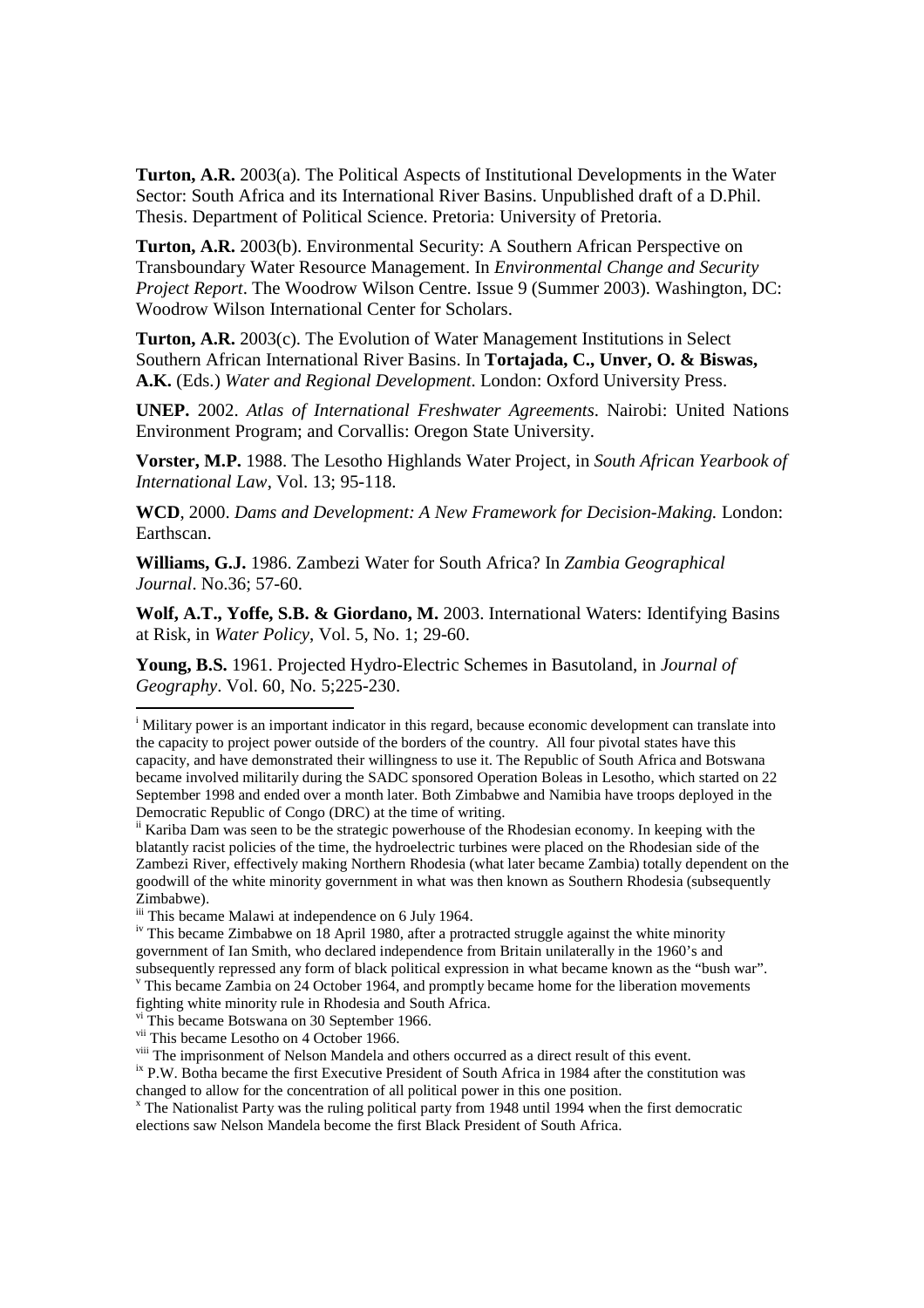**Turton, A.R.** 2003(a). The Political Aspects of Institutional Developments in the Water Sector: South Africa and its International River Basins. Unpublished draft of a D.Phil. Thesis. Department of Political Science. Pretoria: University of Pretoria.

**Turton, A.R.** 2003(b). Environmental Security: A Southern African Perspective on Transboundary Water Resource Management. In *Environmental Change and Security Project Report*. The Woodrow Wilson Centre. Issue 9 (Summer 2003). Washington, DC: Woodrow Wilson International Center for Scholars.

**Turton, A.R.** 2003(c). The Evolution of Water Management Institutions in Select Southern African International River Basins. In **Tortajada, C., Unver, O. & Biswas, A.K.** (Eds.) *Water and Regional Development*. London: Oxford University Press.

**UNEP.** 2002. *Atlas of International Freshwater Agreements*. Nairobi: United Nations Environment Program; and Corvallis: Oregon State University.

**Vorster, M.P.** 1988. The Lesotho Highlands Water Project, in *South African Yearbook of International Law*, Vol. 13; 95-118.

**WCD**, 2000. *Dams and Development: A New Framework for Decision-Making.* London: Earthscan.

**Williams, G.J.** 1986. Zambezi Water for South Africa? In *Zambia Geographical Journal*. No.36; 57-60.

**Wolf, A.T., Yoffe, S.B. & Giordano, M.** 2003. International Waters: Identifying Basins at Risk, in *Water Policy*, Vol. 5, No. 1; 29-60.

**Young, B.S.** 1961. Projected Hydro-Electric Schemes in Basutoland, in *Journal of Geography*. Vol. 60, No. 5;225-230.

---

[i] Military power is an important indicator in this regard, because economic development can translate into the capacity to project power outside of the borders of the country. All four pivotal states have this capacity, and have demonstrated their willingness to use it. The Republic of South Africa and Botswana became involved militarily during the SADC sponsored Operation Boleas in Lesotho, which started on 22 September 1998 and ended over a month later. Both Zimbabwe and Namibia have troops deployed in the Democratic Republic of Congo (DRC) at the time of writing.

[ii] Kariba Dam was seen to be the strategic powerhouse of the Rhodesian economy. In keeping with the blatantly racist policies of the time, the hydroelectric turbines were placed on the Rhodesian side of the Zambezi River, effectively making Northern Rhodesia (what later became Zambia) totally dependent on the goodwill of the white minority government in what was then known as Southern Rhodesia (subsequently Zimbabwe).

[iii] This became Malawi at independence on 6 July 1964.

[iv] This became Zimbabwe on 18 April 1980, after a protracted struggle against the white minority government of Ian Smith, who declared independence from Britain unilaterally in the 1960's and subsequently repressed any form of black political expression in what became known as the "bush war".

[v] This became Zambia on 24 October 1964, and promptly became home for the liberation movements fighting white minority rule in Rhodesia and South Africa.

[vi] This became Botswana on 30 September 1966.

[vii] This became Lesotho on 4 October 1966.

[viii] The imprisonment of Nelson Mandela and others occurred as a direct result of this event.

[ix] P.W. Botha became the first Executive President of South Africa in 1984 after the constitution was changed to allow for the concentration of all political power in this one position.

[x] The Nationalist Party was the ruling political party from 1948 until 1994 when the first democratic elections saw Nelson Mandela become the first Black President of South Africa.